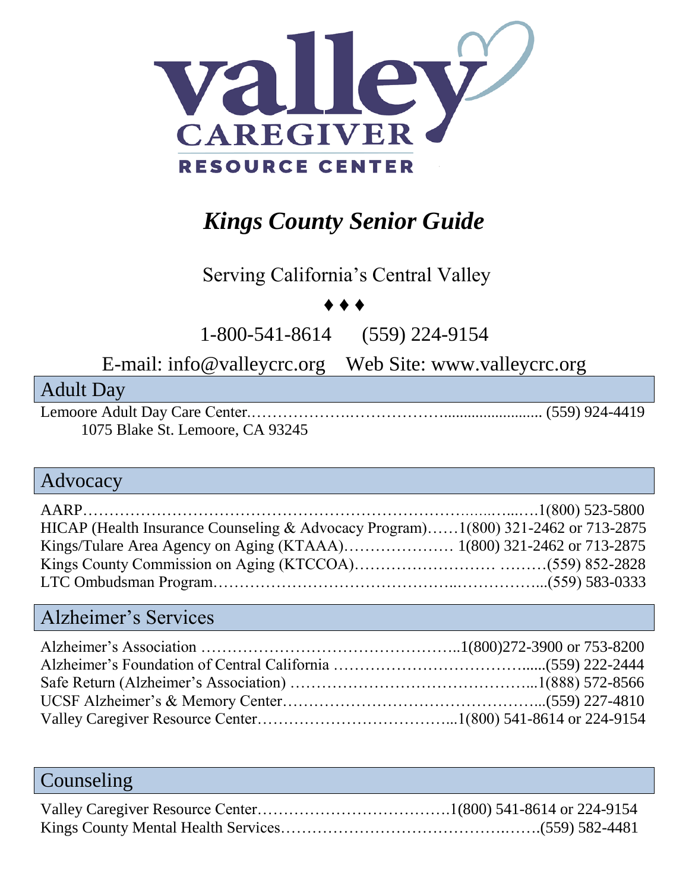# valley CAREGIVER RESOURCE CENTER

## *Kings County Senior Guide*

Serving California's Central Valley

♦ ♦ ♦

1-800-541-8614 (559) 224-9154

E-mail: info@valleycrc.org Web Site: www.valleycrc.org

## Adult Day

Lemoore Adult Day Care Center……………………………………......................... (559) 924-4419
1075 Blake St. Lemoore, CA 93245

## Advocacy

AARP…………………………………………………………………………………1(800) 523-5800
HICAP (Health Insurance Counseling & Advocacy Program)……1(800) 321-2462 or 713-2875
Kings/Tulare Area Agency on Aging (KTAAA)………………… 1(800) 321-2462 or 713-2875
Kings County Commission on Aging (KTCCOA)……………………… ………(559) 852-2828
LTC Ombudsman Program………………………………………………………...(559) 583-0333

## Alzheimer's Services

Alzheimer's Association …………………………………………..1(800)272-3900 or 753-8200
Alzheimer's Foundation of Central California …………………………………......(559) 222-2444
Safe Return (Alzheimer's Association) ………………………………………...1(888) 572-8566
UCSF Alzheimer's & Memory Center…………………………………………...(559) 227-4810
Valley Caregiver Resource Center………………………………...1(800) 541-8614 or 224-9154

## Counseling

Valley Caregiver Resource Center……………………………….1(800) 541-8614 or 224-9154
Kings County Mental Health Services…………………………………….…….(559) 582-4481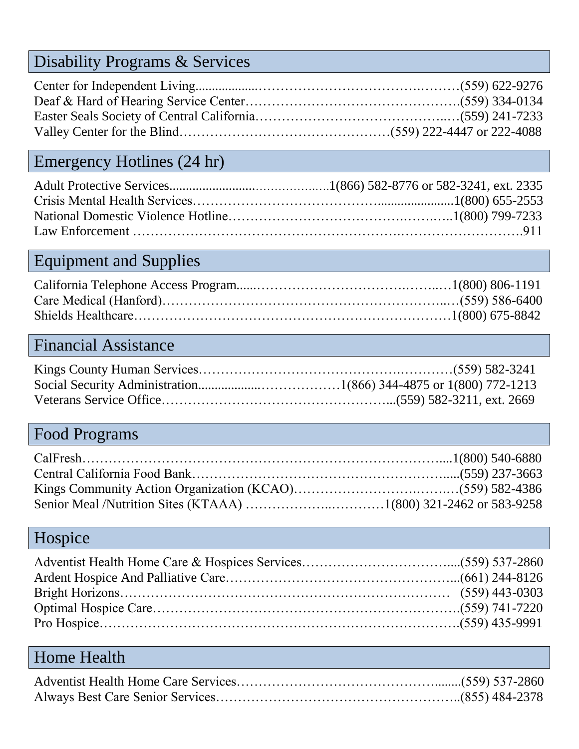## Disability Programs & Services

Center for Independent Living……………………………………………(559) 622-9276
Deaf & Hard of Hearing Service Center……………………………………………(559) 334-0134
Easter Seals Society of Central California……………………………………………(559) 241-7233
Valley Center for the Blind……………………………………………(559) 222-4447 or 222-4088

## Emergency Hotlines (24 hr)

Adult Protective Services……………………………1(866) 582-8776 or 582-3241, ext. 2335
Crisis Mental Health Services……………………………………………1(800) 655-2553
National Domestic Violence Hotline……………………………………………1(800) 799-7233
Law Enforcement ……………………………………………………………911

## Equipment and Supplies

California Telephone Access Program……………………………………………1(800) 806-1191
Care Medical (Hanford)……………………………………………………(559) 586-6400
Shields Healthcare……………………………………………………1(800) 675-8842

## Financial Assistance

Kings County Human Services……………………………………………(559) 582-3241
Social Security Administration……………………1(866) 344-4875 or 1(800) 772-1213
Veterans Service Office……………………………………………(559) 582-3211, ext. 2669

## Food Programs

CalFresh……………………………………………………………1(800) 540-6880
Central California Food Bank……………………………………………………(559) 237-3663
Kings Community Action Organization (KCAO)……………………………………(559) 582-4386
Senior Meal /Nutrition Sites (KTAAA) ……………………………1(800) 321-2462 or 583-9258

## Hospice

Adventist Health Home Care & Hospices Services……………………………………(559) 537-2860
Ardent Hospice And Palliative Care……………………………………………(661) 244-8126
Bright Horizons……………………………………………………………(559) 443-0303
Optimal Hospice Care……………………………………………………(559) 741-7220
Pro Hospice……………………………………………………………(559) 435-9991

## Home Health

Adventist Health Home Care Services……………………………………………(559) 537-2860
Always Best Care Senior Services……………………………………………(855) 484-2378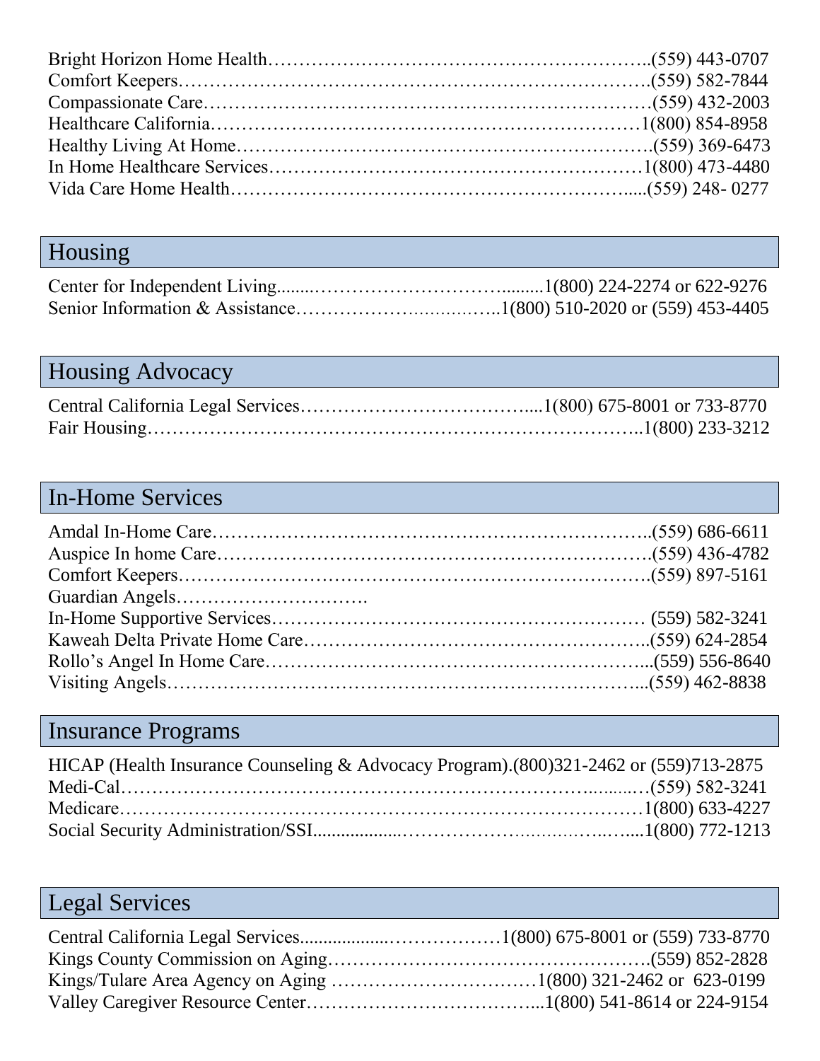Bright Horizon Home Health……………………………………………………..(559) 443-0707
Comfort Keepers……………………………………………………………….(559) 582-7844
Compassionate Care……………………………………………………………(559) 432-2003
Healthcare California…………………………………………………………1(800) 854-8958
Healthy Living At Home……………………………………………………….(559) 369-6473
In Home Healthcare Services…………………………………………………1(800) 473-4480
Vida Care Home Health…………………………………………………….....(559) 248- 0277

## Housing

Center for Independent Living........…………………………….........1(800) 224-2274 or 622-9276
Senior Information & Assistance…………………..…..…..1(800) 510-2020 or (559) 453-4405

## Housing Advocacy

Central California Legal Services……………………………....1(800) 675-8001 or 733-8770
Fair Housing……………………………………………………………………..1(800) 233-3212

## In-Home Services

Amdal In-Home Care…………………………………………………………..(559) 686-6611
Auspice In home Care………………………………………………………….(559) 436-4782
Comfort Keepers………………………………………………………………..(559) 897-5161
Guardian Angels………………………….
In-Home Supportive Services…………………………………………………… (559) 582-3241
Kaweah Delta Private Home Care………………………………………………..(559) 624-2854
Rollo's Angel In Home Care…………………………………………………...(559) 556-8640
Visiting Angels………………………………………………………………...(559) 462-8838

## Insurance Programs

HICAP (Health Insurance Counseling & Advocacy Program).(800)321-2462 or (559)713-2875
Medi-Cal…………………………………………………………………..........(559) 582-3241
Medicare…………………………………………………………………………1(800) 633-4227
Social Security Administration/SSI..................………………..…..….…....1(800) 772-1213

## Legal Services

Central California Legal Services...................………………1(800) 675-8001 or (559) 733-8770
Kings County Commission on Aging……………………………………………..(559) 852-2828
Kings/Tulare Area Agency on Aging ……………………………1(800) 321-2462 or 623-0199
Valley Caregiver Resource Center………………………………...1(800) 541-8614 or 224-9154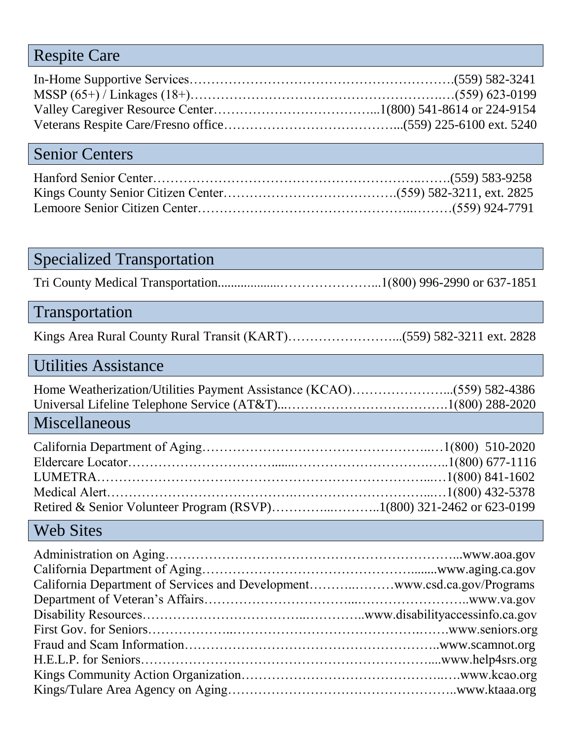## Respite Care

In-Home Supportive Services……………………………………………………(559) 582-3241
MSSP (65+) / Linkages (18+)……………………………………………………(559) 623-0199
Valley Caregiver Resource Center………………………………..1(800) 541-8614 or 224-9154
Veterans Respite Care/Fresno office…………………………………..(559) 225-6100 ext. 5240

## Senior Centers

Hanford Senior Center……………………………………………………(559) 583-9258
Kings County Senior Citizen Center………………………………….(559) 582-3211, ext. 2825
Lemoore Senior Citizen Center…………………………………………(559) 924-7791

## Specialized Transportation

Tri County Medical Transportation...................…………………...1(800) 996-2990 or 637-1851

## Transportation

Kings Area Rural County Rural Transit (KART)……………………...(559) 582-3211 ext. 2828

## Utilities Assistance

Home Weatherization/Utilities Payment Assistance (KCAO)…………………...(559) 582-4386
Universal Lifeline Telephone Service (AT&T)...……………………………….1(800) 288-2020

## Miscellaneous

California Department of Aging……………………………………………..…1(800) 510-2020
Eldercare Locator…………………………......……………………………..…..1(800) 677-1116
LUMETRA………………………………………………………………...…1(800) 841-1602
Medical Alert……………………………………………………………...…1(800) 432-5378
Retired & Senior Volunteer Program (RSVP)…………..………..1(800) 321-2462 or 623-0199

## Web Sites

Administration on Aging……………………………………………………...www.aoa.gov
California Department of Aging…………………………………........www.aging.ca.gov
California Department of Services and Development………..………www.csd.ca.gov/Programs
Department of Veteran's Affairs………………………...……………………..www.va.gov
Disability Resources……………………………..…………..www.disabilityaccessinfo.ca.gov
First Gov. for Seniors………………...……………………………….……www.seniors.org
Fraud and Scam Information…………………………………………………..www.scamnot.org
H.E.L.P. for Seniors………………………………………………………....www.help4srs.org
Kings Community Action Organization…………………………………..…www.kcao.org
Kings/Tulare Area Agency on Aging……………………………………………..www.ktaaa.org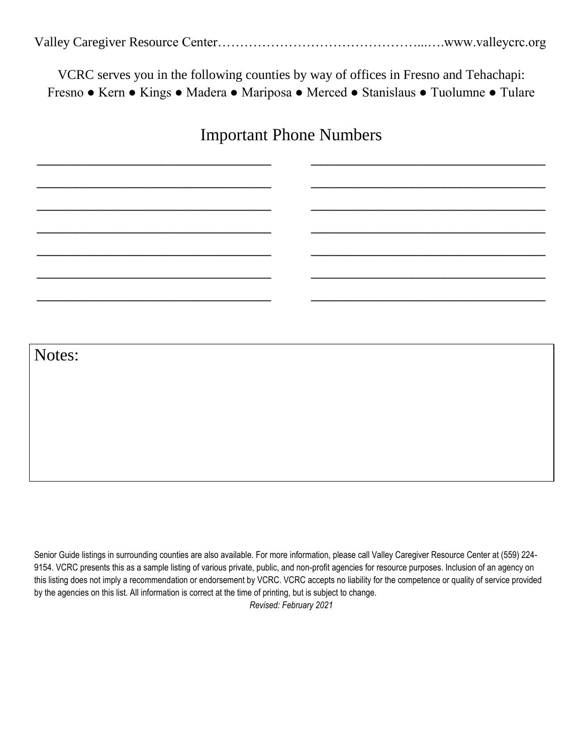Valley Caregiver Resource Center……………………………………...….www.valleycrc.org

VCRC serves you in the following counties by way of offices in Fresno and Tehachapi:
Fresno ● Kern ● Kings ● Madera ● Mariposa ● Merced ● Stanislaus ● Tuolumne ● Tulare

## Important Phone Numbers

| | |
|---|---|
| ______________________________ | ______________________________ |
| ______________________________ | ______________________________ |
| ______________________________ | ______________________________ |
| ______________________________ | ______________________________ |
| ______________________________ | ______________________________ |
| ______________________________ | ______________________________ |
| ______________________________ | ______________________________ |

Notes:

Senior Guide listings in surrounding counties are also available. For more information, please call Valley Caregiver Resource Center at (559) 224-9154. VCRC presents this as a sample listing of various private, public, and non-profit agencies for resource purposes. Inclusion of an agency on this listing does not imply a recommendation or endorsement by VCRC. VCRC accepts no liability for the competence or quality of service provided by the agencies on this list. All information is correct at the time of printing, but is subject to change.

*Revised: February 2021*